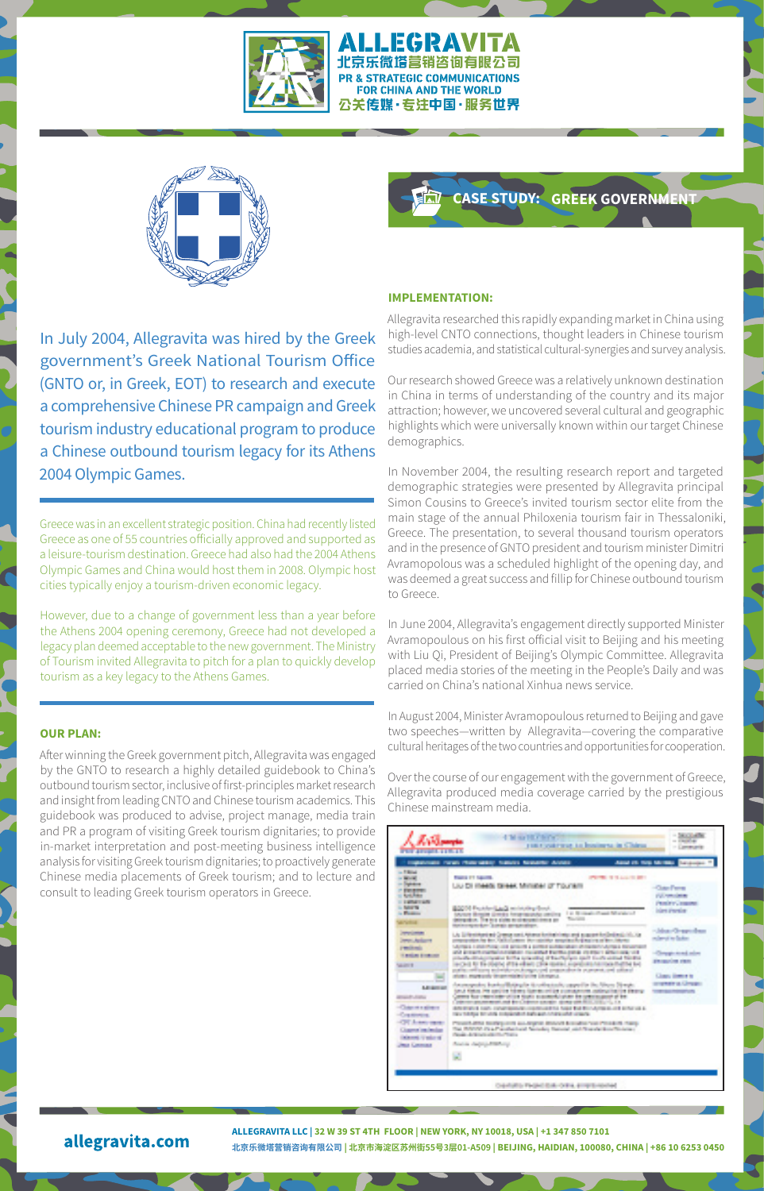# ALLEGRAVITA

北京乐微塔营销咨询有限公司

PR & STRATEGIC COMMUNICATIONS FOR CHINA AND THE WORLD

公关传媒 · 专注中国 · 服务世界

## CASE STUDY: GREEK GOVERNMENT

In July 2004, Allegravita was hired by the Greek government's Greek National Tourism Office (GNTO or, in Greek, EOT) to research and execute a comprehensive Chinese PR campaign and Greek tourism industry educational program to produce a Chinese outbound tourism legacy for its Athens 2004 Olympic Games.

Greece was in an excellent strategic position. China had recently listed Greece as one of 55 countries officially approved and supported as a leisure-tourism destination. Greece had also had the 2004 Athens Olympic Games and China would host them in 2008. Olympic host cities typically enjoy a tourism-driven economic legacy.

However, due to a change of government less than a year before the Athens 2004 opening ceremony, Greece had not developed a legacy plan deemed acceptable to the new government. The Ministry of Tourism invited Allegravita to pitch for a plan to quickly develop tourism as a key legacy to the Athens Games.

### OUR PLAN:

After winning the Greek government pitch, Allegravita was engaged by the GNTO to research a highly detailed guidebook to China's outbound tourism sector, inclusive of first-principles market research and insight from leading CNTO and Chinese tourism academics. This guidebook was produced to advise, project manage, media train and PR a program of visiting Greek tourism dignitaries; to provide in-market interpretation and post-meeting business intelligence analysis for visiting Greek tourism dignitaries; to proactively generate Chinese media placements of Greek tourism; and to lecture and consult to leading Greek tourism operators in Greece.

### IMPLEMENTATION:

Allegravita researched this rapidly expanding market in China using high-level CNTO connections, thought leaders in Chinese tourism studies academia, and statistical cultural-synergies and survey analysis.

Our research showed Greece was a relatively unknown destination in China in terms of understanding of the country and its major attraction; however, we uncovered several cultural and geographic highlights which were universally known within our target Chinese demographics.

In November 2004, the resulting research report and targeted demographic strategies were presented by Allegravita principal Simon Cousins to Greece's invited tourism sector elite from the main stage of the annual Philoxenia tourism fair in Thessaloniki, Greece. The presentation, to several thousand tourism operators and in the presence of GNTO president and tourism minister Dimitri Avramopolous was a scheduled highlight of the opening day, and was deemed a great success and fillip for Chinese outbound tourism to Greece.

In June 2004, Allegravita's engagement directly supported Minister Avramopoulous on his first official visit to Beijing and his meeting with Liu Qi, President of Beijing's Olympic Committee. Allegravita placed media stories of the meeting in the People's Daily and was carried on China's national Xinhua news service.

In August 2004, Minister Avramopoulous returned to Beijing and gave two speeches—written by Allegravita—covering the comparative cultural heritages of the two countries and opportunities for cooperation.

Over the course of our engagement with the government of Greece, Allegravita produced media coverage carried by the prestigious Chinese mainstream media.

allegravita.com

ALLEGRAVITA LLC | 32 W 39 ST 4TH FLOOR | NEW YORK, NY 10018, USA | +1 347 850 7101

北京乐微塔营销咨询有限公司 | 北京市海淀区苏州街55号3层01-A509 | BEIJING, HAIDIAN, 100080, CHINA | +86 10 6253 0450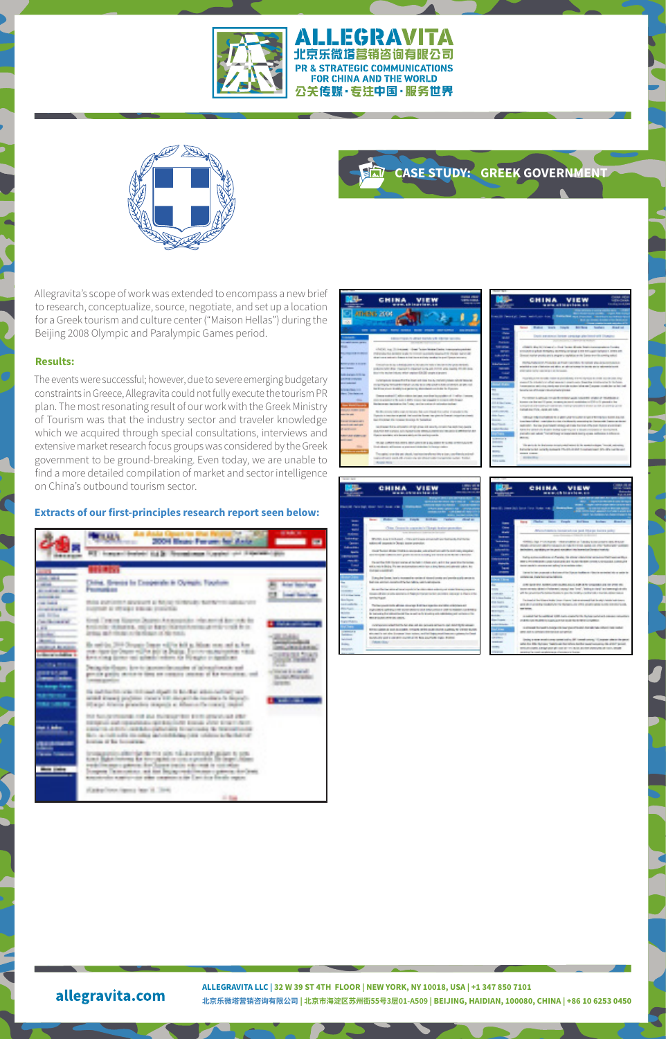ALLEGRAVITA
北京乐微塔营销咨询有限公司
PR & STRATEGIC COMMUNICATIONS FOR CHINA AND THE WORLD
公关传媒·专注中国·服务世界

## CASE STUDY: GREEK GOVERNMENT

Allegravita's scope of work was extended to encompass a new brief to research, conceptualize, source, negotiate, and set up a location for a Greek tourism and culture center ("Maison Hellas") during the Beijing 2008 Olympic and Paralympic Games period.

**Results:**

The events were successful; however, due to severe emerging budgetary constraints in Greece, Allegravita could not fully execute the tourism PR plan. The most resonating result of our work with the Greek Ministry of Tourism was that the industry sector and traveler knowledge which we acquired through specialist consultations, interviews and extensive market research focus groups was considered by the Greek government to be ground-breaking. Even today, we are unable to find a more detailed compilation of market and sector intelligence on China's outbound tourism sector.

**Extracts of our first-principles research report seen below:**

allegravita.com

**ALLEGRAVITA LLC | 32 W 39 ST 4TH FLOOR | NEW YORK, NY 10018, USA | +1 347 850 7101**
**北京乐微塔营销咨询有限公司 | 北京市海淀区苏州街55号3层01-A509 | BEIJING, HAIDIAN, 100080, CHINA | +86 10 6253 0450**